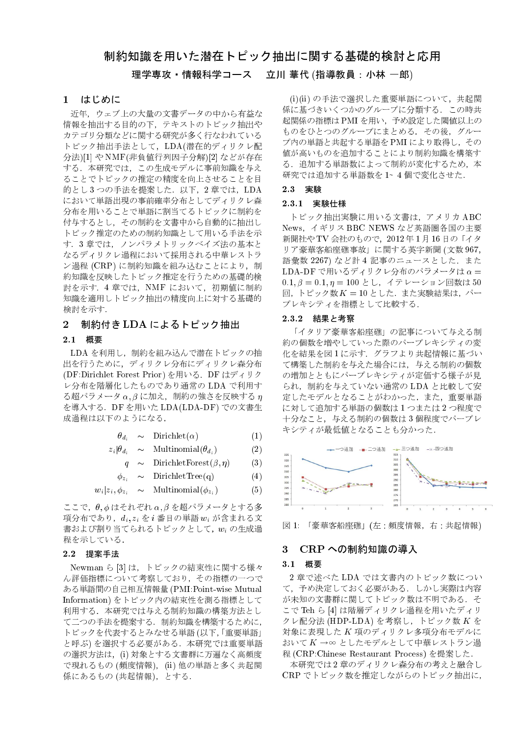# 制約知識を用いた潜在トピック抽出に関する基礎的検討と応用

**理学専攻・情報科学コース　立川 華代 (指導教員 : 小林 一郎)**

## 1 はじめに

近年，ウェブ上の大量の文書データの中から有益な情報を抽出する目的の下，テキストのトピック抽出やカテゴリ分類などに関する研究が多く行なわれているトピック抽出手法として，LDA(潜在的ディリクレ配分法)[1] やNMF(非負値行列因子分解)[2] などが存在する．本研究では，この生成モデルに事前知識を与えることでトピックの推定の精度を向上させることを目的とし3つの手法を提案した．以下，2 章では，LDAにおいて単語出現の事前確率分布としてディリクレ森分布を用いることで単語に割当てるトピックに制約を付与するとし，その制約を文書中から自動的に抽出しトピック推定のための制約知識として用いる手法を示す．3 章では，ノンパラメトリックベイズ法の基本となるディリクレ過程において採用される中華レストラン過程 (CRP) に制約知識を組み込むことにより，制約知識を反映したトピック推定を行うための基礎的検討を示す．4 章では，NMF において，初期値に制約知識を適用しトピック抽出の精度向上に対する基礎的検討を示す．

## 2 制約付き LDA によるトピック抽出

### 2.1 概要

LDA を利用し，制約を組み込んで潜在トピックの抽出を行うために，ディリクレ分布にディリクレ森分布 (DF:Dirichlet Forest Prior) を用いる．DF はディリクレ分布を階層化したものであり通常の LDA で利用する超パラメータ $\alpha, \beta$ に加え，制約の強さを反映する $\eta$ を導入する．DF を用いた LDA(LDA-DF) での文書生成過程は以下のようになる．

$$\theta_{d_i} \sim \text{Dirichlet}(\alpha) \quad (1)$$

$$z_i|\theta_{d_i} \sim \text{Multinomial}(\theta_{d_i}) \quad (2)$$

$$q \sim \text{DirichletForest}(\beta, \eta) \quad (3)$$

$$\phi_{z_i} \sim \text{DirichletTree(q)} \quad (4)$$

$$w_i|z_i, \phi_{z_i} \sim \text{Multinomial}(\phi_{z_i}) \quad (5)$$

ここで，$\theta, \phi$ はそれぞれ $\alpha, \beta$ を超パラメータとする多項分布であり，$d_i, z_i$ を $i$ 番目の単語 $w_i$ が含まれる文書および割り当てられるトピックとして，$w_i$ の生成過程を示している．

### 2.2 提案手法

Newman ら [3] は，トピックの結束性に関する様々ん評価指標について考察しており，その指標の一つである単語間の自己相互情報量 (PMI:Point-wise Mutual Information) をトピック内の結束性を測る指標として利用する．本研究では与える制約知識の構築方法として二つの手法を提案する．制約知識を構築するために，トピックを代表するとみなせる単語 (以下,「重要単語」と呼ぶ) を選択する必要がある．本研究では重要単語の選択方法は，(i) 対象とする文書群に万遍なく高頻度で現れるもの (頻度情報)，(ii) 他の単語と多く共起関係にあるもの (共起情報)，とする．

(i)(ii) の手法で選択した重要単語について，共起関係に基づきいくつかのグループに分類する．この時共起関係の指標は PMI を用い，予め設定した閾値以上のものをひとつのグループにまとめる．その後，グループ内の単語と共起する単語を PMI により取得し，その値が高いものを追加することにより制約知識を構築する．追加する単語数によって制約が変化するため，本研究では追加する単語数を 1~ 4 個で変化させた．

### 2.3 実験

#### 2.3.1 実験仕様

トピック抽出実験に用いる文書は，アメリカ ABC News，イギリス BBC NEWS など英語圏各国の主要新聞社やTV 会社のもので，2012 年 1 月 16 日の「イタリア豪華客船座礁事故」に関する英字新聞 (文数 967, 語彙数 2267) など計 4 記事のニュースとした．また LDA-DF で用いるディリクレ分布のパラメータは $\alpha = 0.1, \beta = 0.1, \eta = 100$ とし，イテレーション回数は 50 回，トピック数 $K = 10$ とした．また実験結果は，パープレキシティを指標として比較する．

#### 2.3.2 結果と考察

「イタリア豪華客船座礁」の記事について与える制約の個数を増やしていった際のパープレキシティの変化を結果を図 1 に示す．グラフより共起情報に基づいて構築した制約を与えた場合には，与える制約の個数の増加とともにパープレキシティが定価する様子が見られ，制約を与えていない通常の LDA と比較して安定したモデルとなることがわかった．また，重要単語に対して追加する単語の個数は 1 つまたは 2 つ程度で十分なこと，与える制約の個数は 3 個程度でパープレキシティが最低値となることも分かった．

図 1: 「豪華客船座礁」(左 : 頻度情報，右 : 共起情報)

## 3 CRP への制約知識の導入

### 3.1 概要

2 章で述べた LDA では文書内のトピック数について，予め決定しておく必要がある．しかし実際は内容が未知の文書群に関してトピック数は不明である．そこで Teh ら [4] は階層ディリクレ過程を用いたディリクレ配分法 (HDP-LDA) を考察し，トピック数 $K$ を対象に表現した $K$ 項のディリクレ多項分布モデルにおいて $K \to \infty$ としたモデルとして中華レストラン過程 (CRP:Chinese Restaurant Process) を提案した．

本研究では 2 章のディリクレ森分布の考えと融合し CRP でトピック数を推定しながらのトピック抽出に，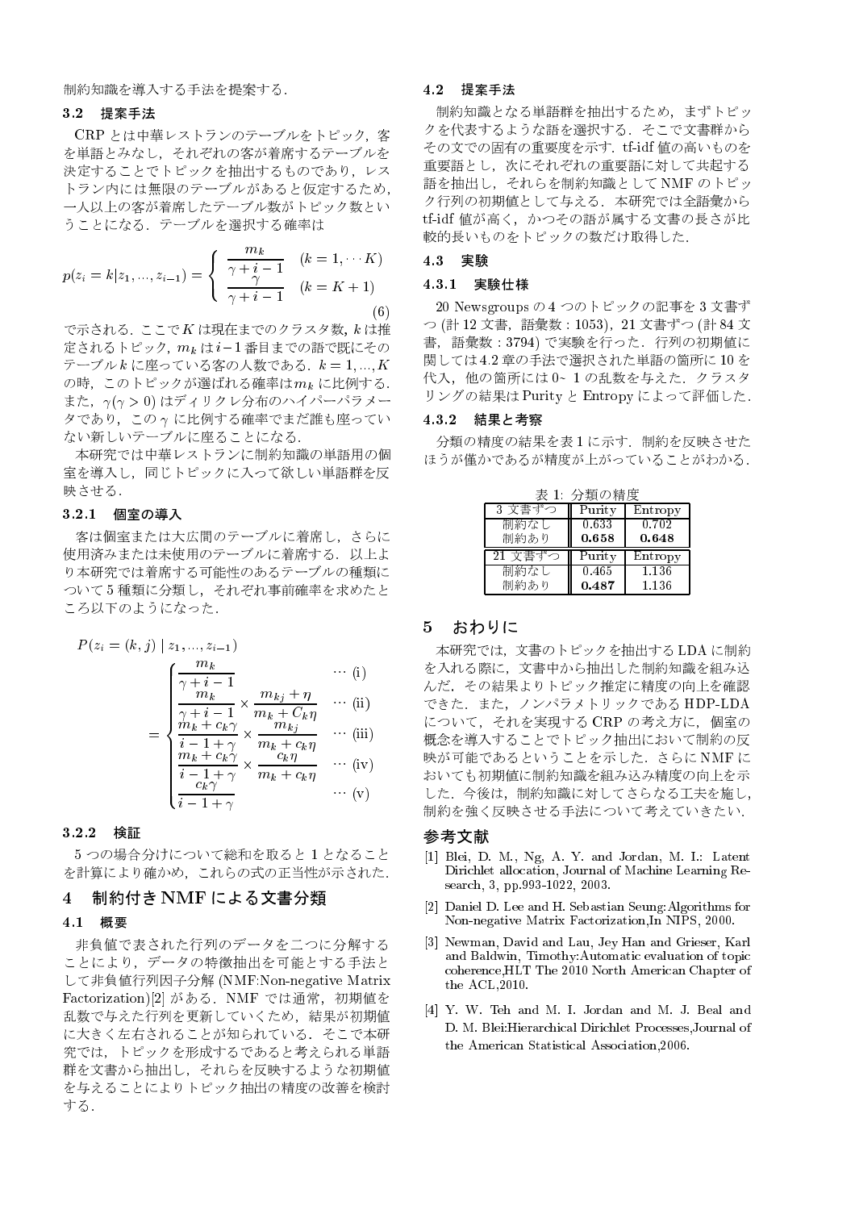制約知識を導入する手法を提案する．

### 3.2 提案手法

CRP とは中華レストランのテーブルをトピック，客を単語とみなし，それぞれの客が着席するテーブルを決定することでトピックを抽出するものであり，レストラン内には無限のテーブルがあると仮定するため，一人以上の客が着席したテーブル数がトピック数ということになる．テーブルを選択する確率は

$$
p(z_i = k | z_1, ..., z_{i-1}) = \begin{cases} \dfrac{m_k}{\gamma + i - 1} & (k = 1, \cdots K) \\ \dfrac{\gamma}{\gamma + i - 1} & (k = K + 1) \end{cases} \tag{6}
$$

で示される．ここで $K$ は現在までのクラスタ数, $k$ は推定されるトピック, $m_k$ は $i-1$ 番目までの語で既にそのテーブル $k$ に座っている客の人数である．$k = 1, ..., K$ の時，このトピックが選ばれる確率は $m_k$ に比例する．また，$\gamma(\gamma > 0)$ はディリクレ分布のハイパーパラメータであり，この $\gamma$ に比例する確率でまだ誰も座っていない新しいテーブルに座ることになる．

本研究では中華レストランに制約知識の単語用の個室を導入し，同じトピックに入って欲しい単語群を反映させる．

#### 3.2.1 個室の導入

客は個室または大広間のテーブルに着席し，さらに使用済みまたは未使用のテーブルに着席する．以上より本研究では着席する可能性のあるテーブルの種類について 5 種類に分類し，それぞれ事前確率を求めたところ以下のようになった．

$$
P(z_i = (k, j) \mid z_1, ..., z_{i-1}) = \begin{cases} \dfrac{m_k}{\gamma + i - 1} & \cdots \text{(i)} \\ \dfrac{m_k}{\gamma + i - 1} \times \dfrac{m_{kj} + \eta}{m_k + C_k \eta} & \cdots \text{(ii)} \\ \dfrac{m_k + c_k \gamma}{i - 1 + \gamma} \times \dfrac{m_{kj}}{m_k + c_k \eta} & \cdots \text{(iii)} \\ \dfrac{m_k + c_k \gamma}{i - 1 + \gamma} \times \dfrac{c_k \eta}{m_k + c_k \eta} & \cdots \text{(iv)} \\ \dfrac{c_k \gamma}{i - 1 + \gamma} & \cdots \text{(v)} \end{cases}
$$

#### 3.2.2 検証

5 つの場合分けについて総和を取ると 1 となることを計算により確かめ，これらの式の正当性が示された．

## 4 制約付き NMF による文書分類

### 4.1 概要

非負値で表された行列のデータを二つに分解することにより，データの特徴抽出を可能とする手法として非負値行列因子分解 (NMF:Non-negative Matrix Factorization)[2] がある．NMF では通常，初期値を乱数で与えた行列を更新していくため，結果が初期値に大きく左右されることが知られている．そこで本研究では，トピックを形成するであると考えられる単語群を文書から抽出し，それらを反映するような初期値を与えることによりトピック抽出の精度の改善を検討する．

### 4.2 提案手法

制約知識となる単語群を抽出するため，まずトピックを代表するような語を選択する．そこで文書群からその文での固有の重要度を示す．tf-idf 値の高いものを重要語とし，次にそれぞれの重要語に対して共起する語を抽出し，それらを制約知識として NMF のトピック行列の初期値として与える．本研究では全語彙から tf-idf 値が高く，かつその語が属する文書の長さが比較的長いものをトピックの数だけ取得した．

### 4.3 実験

#### 4.3.1 実験仕様

20 Newsgroups の 4 つのトピックの記事を 3 文書ずつ (計 12 文書，語彙数 : 1053)，21 文書ずつ (計 84 文書，語彙数 : 3794) で実験を行った．行列の初期値に関しては 4.2 章の手法で選択された単語の箇所に 10 を代入，他の箇所には 0~ 1 の乱数を与えた．クラスタリングの結果は Purity と Entropy によって評価した．

#### 4.3.2 結果と考察

分類の精度の結果を表 1 に示す．制約を反映させたほうが僅かであるが精度が上がっていることがわかる．

表 1: 分類の精度

| 3 文書ずつ | Purity | Entropy |
|---|---|---|
| 制約なし | 0.633 | 0.702 |
| 制約あり | **0.658** | **0.648** |
| 21 文書ずつ | Purity | Entropy |
| 制約なし | 0.465 | 1.136 |
| 制約あり | **0.487** | 1.136 |

## 5 おわりに

本研究では，文書のトピックを抽出する LDA に制約を入れる際に，文書中から抽出した制約知識を組み込んだ．その結果よりトピック推定に精度の向上を確認できた．また，ノンパラメトリックである HDP-LDA について，それを実現する CRP の考え方に，個室の概念を導入することでトピック抽出において制約の反映が可能であるということを示した．さらに NMF においても初期値に制約知識を組み込み精度の向上を示した．今後は，制約知識に対してさらなる工夫を施し，制約を強く反映させる手法について考えていきたい．

## 参考文献

[1] Blei, D. M., Ng, A. Y. and Jordan, M. I.: Latent Dirichlet allocation, Journal of Machine Learning Research, 3, pp.993-1022, 2003.

[2] Daniel D. Lee and H. Sebastian Seung:Algorithms for Non-negative Matrix Factorization,In NIPS, 2000.

[3] Newman, David and Lau, Jey Han and Grieser, Karl and Baldwin, Timothy:Automatic evaluation of topic coherence,HLT The 2010 North American Chapter of the ACL,2010.

[4] Y. W. Teh and M. I. Jordan and M. J. Beal and D. M. Blei:Hierarchical Dirichlet Processes,Journal of the American Statistical Association,2006.